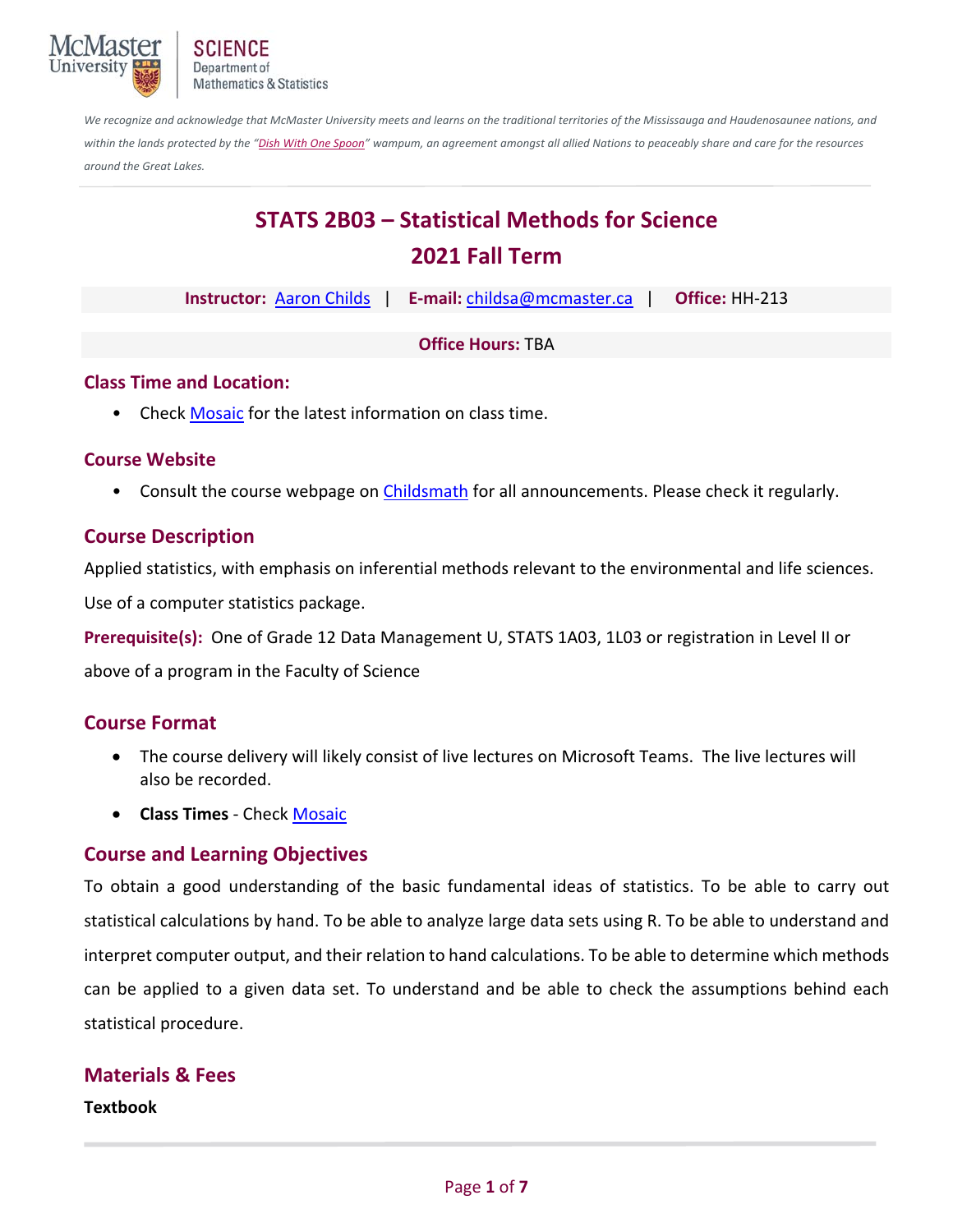McMaster University | SCIENCE Department of Mathematics & Statistics

*We recognize and acknowledge that McMaster University meets and learns on the traditional territories of the Mississauga and Haudenosaunee nations, and within the lands protected by the "Dish With One Spoon" wampum, an agreement amongst all allied Nations to peaceably share and care for the resources around the Great Lakes.*

# STATS 2B03 – Statistical Methods for Science
# 2021 Fall Term

**Instructor:** Aaron Childs | **E-mail:** childsa@mcmaster.ca | **Office:** HH-213

**Office Hours:** TBA

## Class Time and Location:

- Check Mosaic for the latest information on class time.

## Course Website

- Consult the course webpage on Childsmath for all announcements. Please check it regularly.

## Course Description

Applied statistics, with emphasis on inferential methods relevant to the environmental and life sciences. Use of a computer statistics package.

**Prerequisite(s):** One of Grade 12 Data Management U, STATS 1A03, 1L03 or registration in Level II or above of a program in the Faculty of Science

## Course Format

- The course delivery will likely consist of live lectures on Microsoft Teams. The live lectures will also be recorded.
- **Class Times** - Check Mosaic

## Course and Learning Objectives

To obtain a good understanding of the basic fundamental ideas of statistics. To be able to carry out statistical calculations by hand. To be able to analyze large data sets using R. To be able to understand and interpret computer output, and their relation to hand calculations. To be able to determine which methods can be applied to a given data set. To understand and be able to check the assumptions behind each statistical procedure.

## Materials & Fees

**Textbook**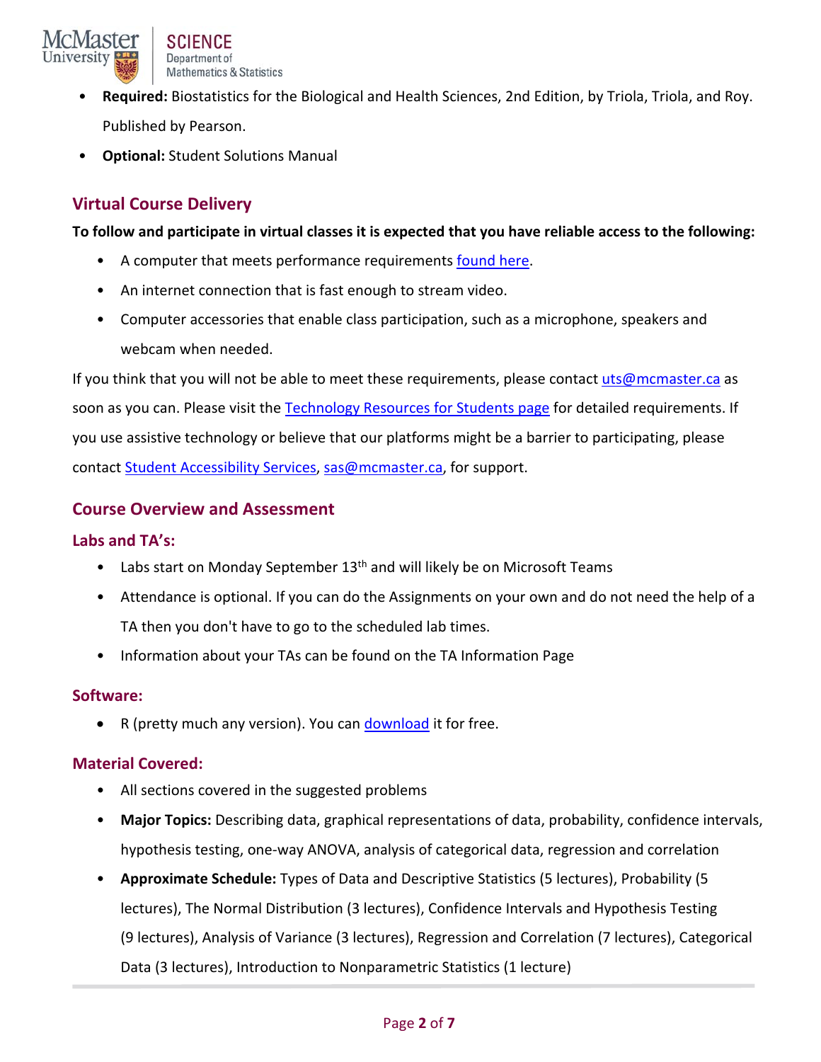- **Required:** Biostatistics for the Biological and Health Sciences, 2nd Edition, by Triola, Triola, and Roy. Published by Pearson.
- **Optional:** Student Solutions Manual

## Virtual Course Delivery

**To follow and participate in virtual classes it is expected that you have reliable access to the following:**

- A computer that meets performance requirements found here.
- An internet connection that is fast enough to stream video.
- Computer accessories that enable class participation, such as a microphone, speakers and webcam when needed.

If you think that you will not be able to meet these requirements, please contact uts@mcmaster.ca as soon as you can. Please visit the Technology Resources for Students page for detailed requirements. If you use assistive technology or believe that our platforms might be a barrier to participating, please contact Student Accessibility Services, sas@mcmaster.ca, for support.

## Course Overview and Assessment

### Labs and TA's:

- Labs start on Monday September 13th and will likely be on Microsoft Teams
- Attendance is optional. If you can do the Assignments on your own and do not need the help of a TA then you don't have to go to the scheduled lab times.
- Information about your TAs can be found on the TA Information Page

### Software:

- R (pretty much any version). You can download it for free.

### Material Covered:

- All sections covered in the suggested problems
- **Major Topics:** Describing data, graphical representations of data, probability, confidence intervals, hypothesis testing, one-way ANOVA, analysis of categorical data, regression and correlation
- **Approximate Schedule:** Types of Data and Descriptive Statistics (5 lectures), Probability (5 lectures), The Normal Distribution (3 lectures), Confidence Intervals and Hypothesis Testing (9 lectures), Analysis of Variance (3 lectures), Regression and Correlation (7 lectures), Categorical Data (3 lectures), Introduction to Nonparametric Statistics (1 lecture)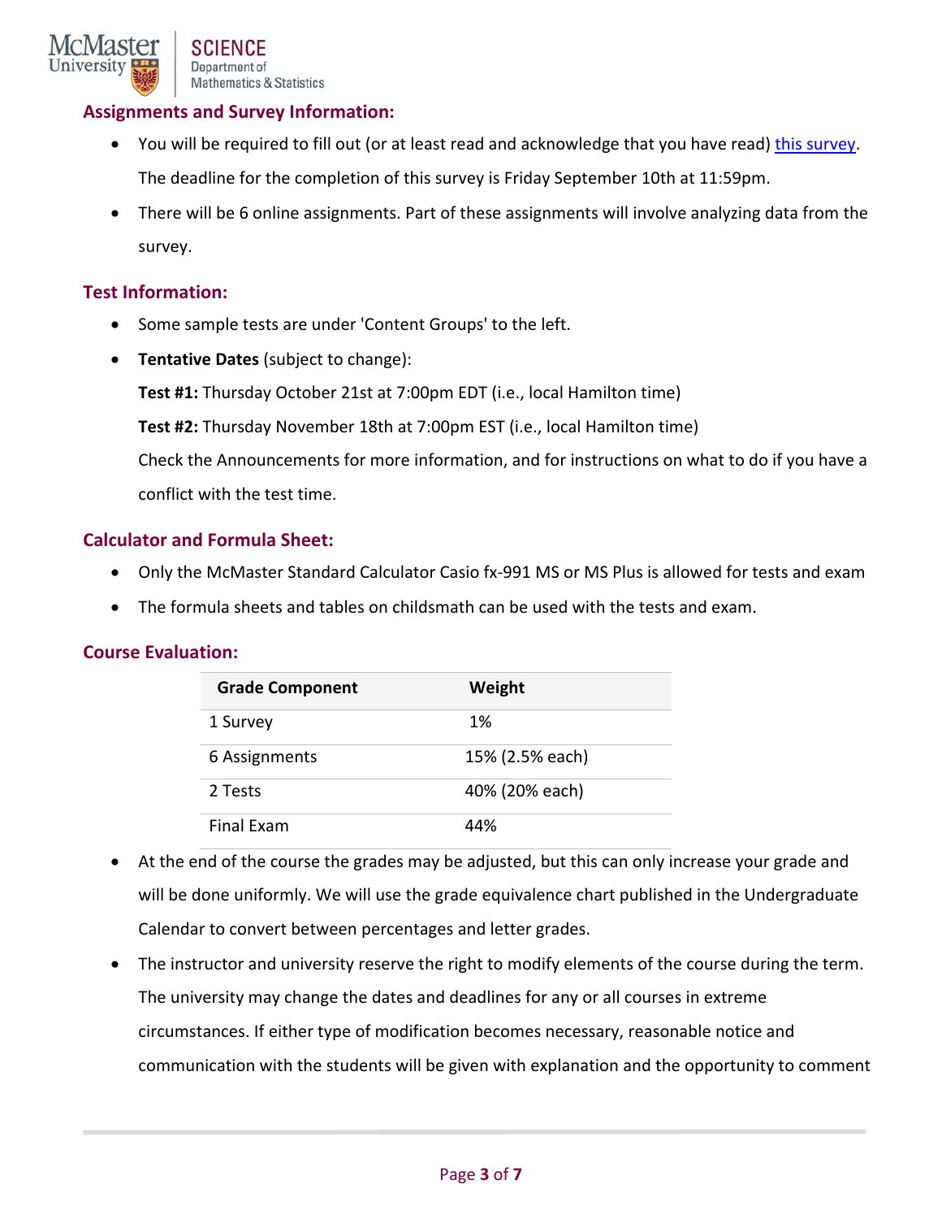## Assignments and Survey Information:

- You will be required to fill out (or at least read and acknowledge that you have read) this survey. The deadline for the completion of this survey is Friday September 10th at 11:59pm.
- There will be 6 online assignments. Part of these assignments will involve analyzing data from the survey.

## Test Information:

- Some sample tests are under 'Content Groups' to the left.
- **Tentative Dates** (subject to change):

  **Test #1:** Thursday October 21st at 7:00pm EDT (i.e., local Hamilton time)

  **Test #2:** Thursday November 18th at 7:00pm EST (i.e., local Hamilton time)

  Check the Announcements for more information, and for instructions on what to do if you have a conflict with the test time.

## Calculator and Formula Sheet:

- Only the McMaster Standard Calculator Casio fx-991 MS or MS Plus is allowed for tests and exam
- The formula sheets and tables on childsmath can be used with the tests and exam.

## Course Evaluation:

| Grade Component | Weight |
| --- | --- |
| 1 Survey | 1% |
| 6 Assignments | 15% (2.5% each) |
| 2 Tests | 40% (20% each) |
| Final Exam | 44% |

- At the end of the course the grades may be adjusted, but this can only increase your grade and will be done uniformly. We will use the grade equivalence chart published in the Undergraduate Calendar to convert between percentages and letter grades.
- The instructor and university reserve the right to modify elements of the course during the term. The university may change the dates and deadlines for any or all courses in extreme circumstances. If either type of modification becomes necessary, reasonable notice and communication with the students will be given with explanation and the opportunity to comment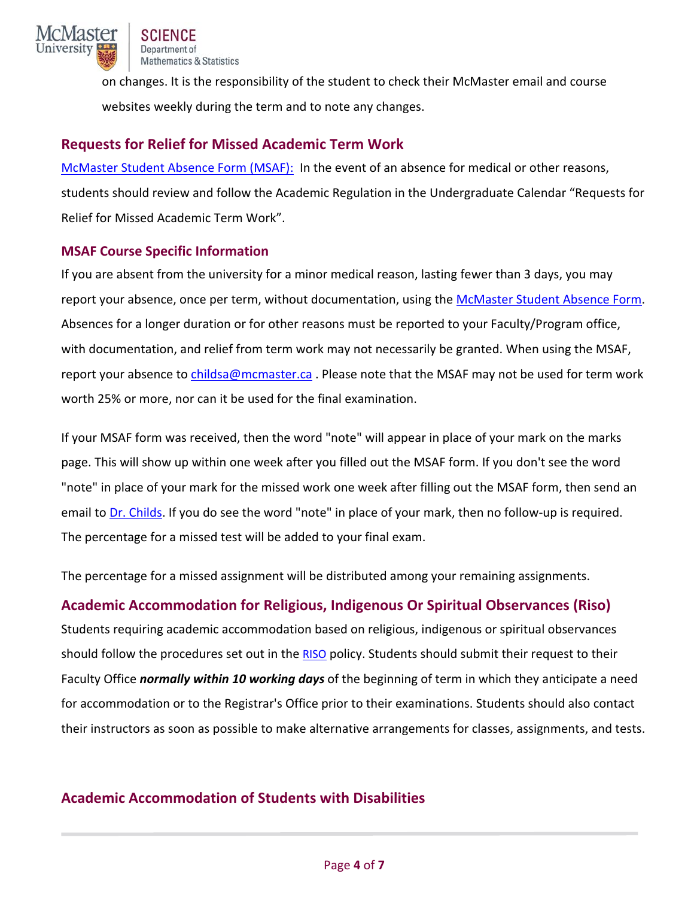on changes. It is the responsibility of the student to check their McMaster email and course websites weekly during the term and to note any changes.

## Requests for Relief for Missed Academic Term Work

[McMaster Student Absence Form (MSAF):](#) In the event of an absence for medical or other reasons, students should review and follow the Academic Regulation in the Undergraduate Calendar "Requests for Relief for Missed Academic Term Work".

### MSAF Course Specific Information

If you are absent from the university for a minor medical reason, lasting fewer than 3 days, you may report your absence, once per term, without documentation, using the McMaster Student Absence Form. Absences for a longer duration or for other reasons must be reported to your Faculty/Program office, with documentation, and relief from term work may not necessarily be granted. When using the MSAF, report your absence to childsa@mcmaster.ca . Please note that the MSAF may not be used for term work worth 25% or more, nor can it be used for the final examination.

If your MSAF form was received, then the word "note" will appear in place of your mark on the marks page. This will show up within one week after you filled out the MSAF form. If you don't see the word "note" in place of your mark for the missed work one week after filling out the MSAF form, then send an email to Dr. Childs. If you do see the word "note" in place of your mark, then no follow-up is required. The percentage for a missed test will be added to your final exam.

The percentage for a missed assignment will be distributed among your remaining assignments.

## Academic Accommodation for Religious, Indigenous Or Spiritual Observances (Riso)

Students requiring academic accommodation based on religious, indigenous or spiritual observances should follow the procedures set out in the RISO policy. Students should submit their request to their Faculty Office ***normally within 10 working days*** of the beginning of term in which they anticipate a need for accommodation or to the Registrar's Office prior to their examinations. Students should also contact their instructors as soon as possible to make alternative arrangements for classes, assignments, and tests.

## Academic Accommodation of Students with Disabilities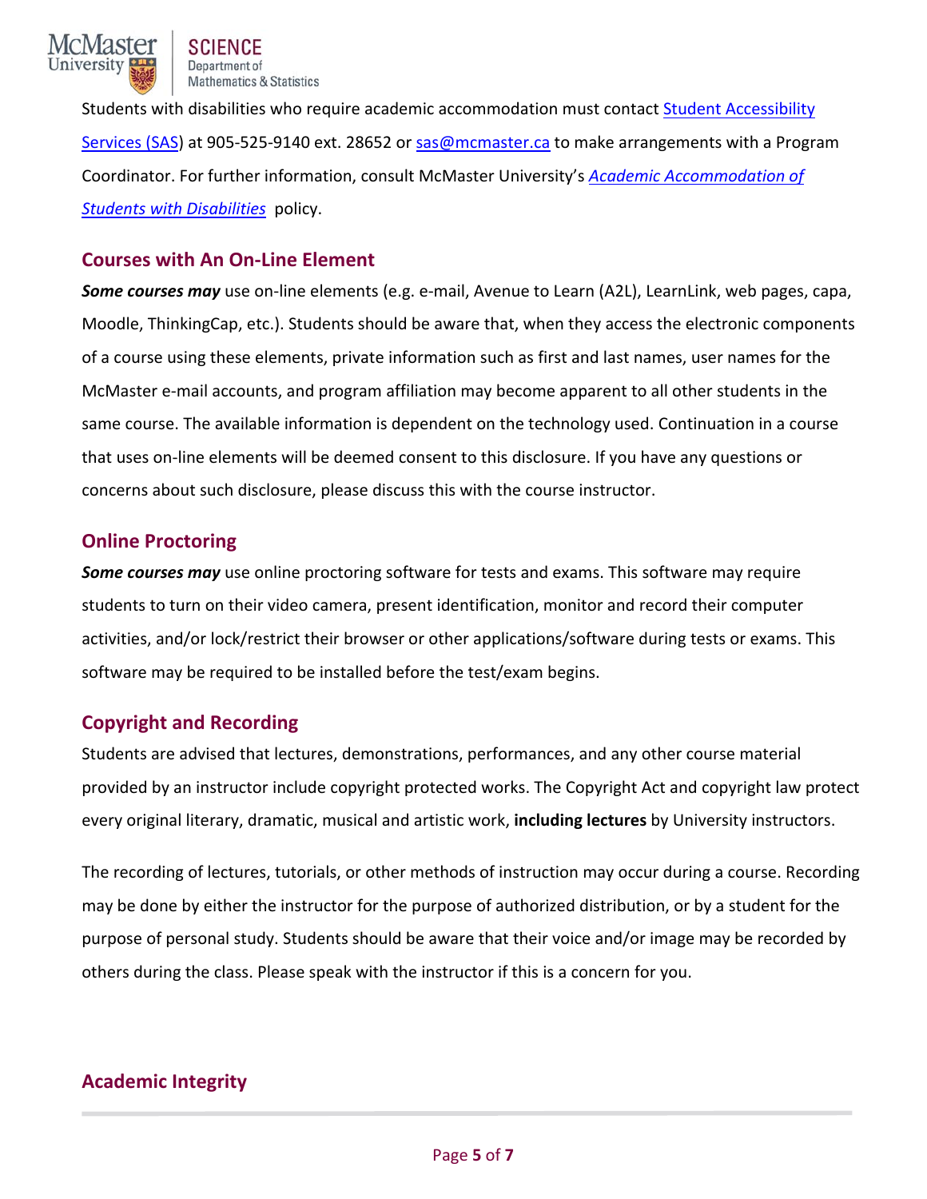Students with disabilities who require academic accommodation must contact Student Accessibility Services (SAS) at 905-525-9140 ext. 28652 or sas@mcmaster.ca to make arrangements with a Program Coordinator. For further information, consult McMaster University's *Academic Accommodation of Students with Disabilities* policy.

## Courses with An On-Line Element

***Some courses may*** use on-line elements (e.g. e-mail, Avenue to Learn (A2L), LearnLink, web pages, capa, Moodle, ThinkingCap, etc.). Students should be aware that, when they access the electronic components of a course using these elements, private information such as first and last names, user names for the McMaster e-mail accounts, and program affiliation may become apparent to all other students in the same course. The available information is dependent on the technology used. Continuation in a course that uses on-line elements will be deemed consent to this disclosure. If you have any questions or concerns about such disclosure, please discuss this with the course instructor.

## Online Proctoring

***Some courses may*** use online proctoring software for tests and exams. This software may require students to turn on their video camera, present identification, monitor and record their computer activities, and/or lock/restrict their browser or other applications/software during tests or exams. This software may be required to be installed before the test/exam begins.

## Copyright and Recording

Students are advised that lectures, demonstrations, performances, and any other course material provided by an instructor include copyright protected works. The Copyright Act and copyright law protect every original literary, dramatic, musical and artistic work, **including lectures** by University instructors.

The recording of lectures, tutorials, or other methods of instruction may occur during a course. Recording may be done by either the instructor for the purpose of authorized distribution, or by a student for the purpose of personal study. Students should be aware that their voice and/or image may be recorded by others during the class. Please speak with the instructor if this is a concern for you.

## Academic Integrity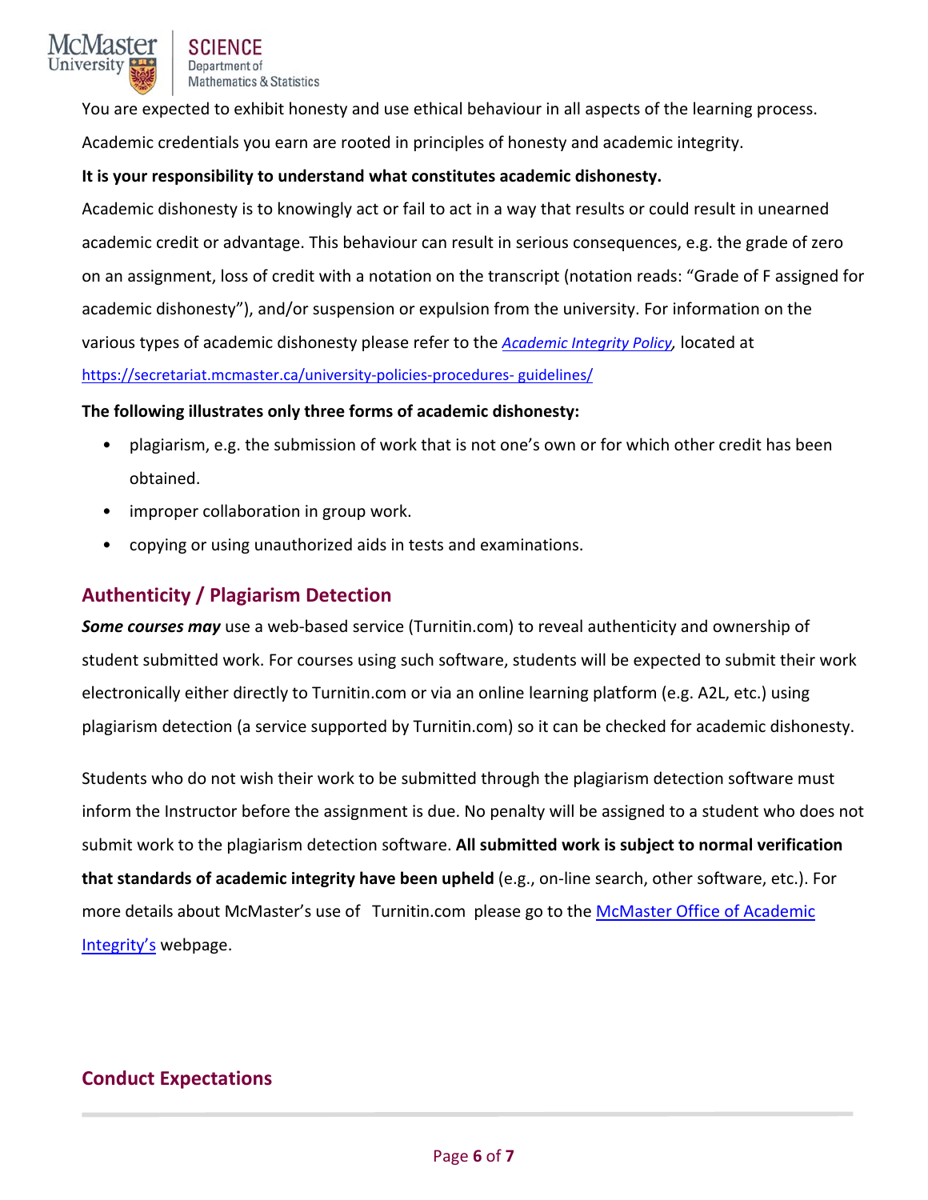You are expected to exhibit honesty and use ethical behaviour in all aspects of the learning process. Academic credentials you earn are rooted in principles of honesty and academic integrity.

**It is your responsibility to understand what constitutes academic dishonesty.**

Academic dishonesty is to knowingly act or fail to act in a way that results or could result in unearned academic credit or advantage. This behaviour can result in serious consequences, e.g. the grade of zero on an assignment, loss of credit with a notation on the transcript (notation reads: "Grade of F assigned for academic dishonesty"), and/or suspension or expulsion from the university. For information on the various types of academic dishonesty please refer to the *[Academic Integrity Policy](https://secretariat.mcmaster.ca/university-policies-procedures-guidelines/)*, located at [https://secretariat.mcmaster.ca/university-policies-procedures- guidelines/](https://secretariat.mcmaster.ca/university-policies-procedures-guidelines/)

**The following illustrates only three forms of academic dishonesty:**

- plagiarism, e.g. the submission of work that is not one's own or for which other credit has been obtained.
- improper collaboration in group work.
- copying or using unauthorized aids in tests and examinations.

## Authenticity / Plagiarism Detection

***Some courses may*** use a web-based service (Turnitin.com) to reveal authenticity and ownership of student submitted work. For courses using such software, students will be expected to submit their work electronically either directly to Turnitin.com or via an online learning platform (e.g. A2L, etc.) using plagiarism detection (a service supported by Turnitin.com) so it can be checked for academic dishonesty.

Students who do not wish their work to be submitted through the plagiarism detection software must inform the Instructor before the assignment is due. No penalty will be assigned to a student who does not submit work to the plagiarism detection software. **All submitted work is subject to normal verification that standards of academic integrity have been upheld** (e.g., on-line search, other software, etc.). For more details about McMaster's use of Turnitin.com please go to the [McMaster Office of Academic Integrity's](#) webpage.

## Conduct Expectations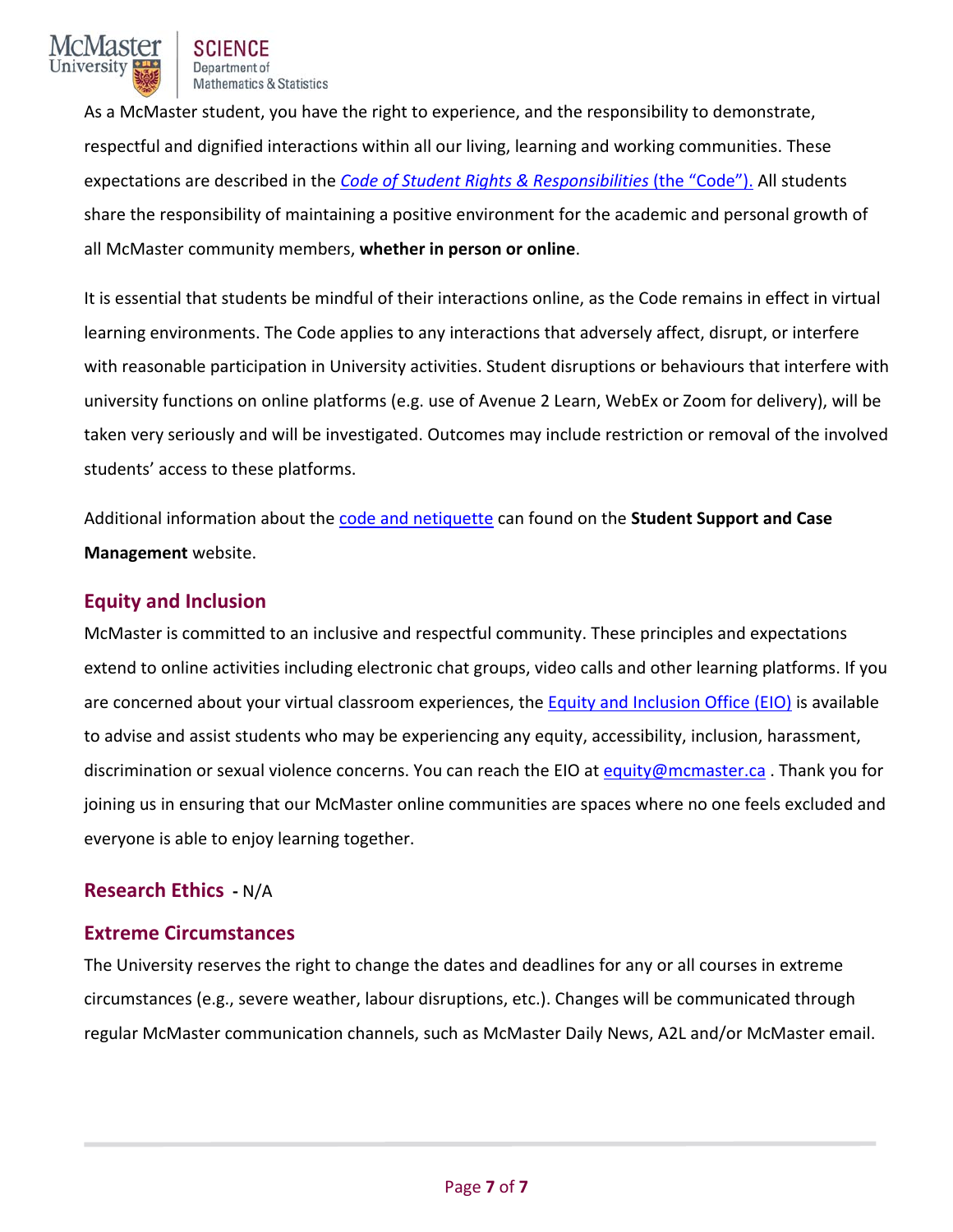As a McMaster student, you have the right to experience, and the responsibility to demonstrate, respectful and dignified interactions within all our living, learning and working communities. These expectations are described in the *Code of Student Rights & Responsibilities* (the "Code"). All students share the responsibility of maintaining a positive environment for the academic and personal growth of all McMaster community members, **whether in person or online**.

It is essential that students be mindful of their interactions online, as the Code remains in effect in virtual learning environments. The Code applies to any interactions that adversely affect, disrupt, or interfere with reasonable participation in University activities. Student disruptions or behaviours that interfere with university functions on online platforms (e.g. use of Avenue 2 Learn, WebEx or Zoom for delivery), will be taken very seriously and will be investigated. Outcomes may include restriction or removal of the involved students' access to these platforms.

Additional information about the code and netiquette can found on the **Student Support and Case Management** website.

## Equity and Inclusion

McMaster is committed to an inclusive and respectful community. These principles and expectations extend to online activities including electronic chat groups, video calls and other learning platforms. If you are concerned about your virtual classroom experiences, the Equity and Inclusion Office (EIO) is available to advise and assist students who may be experiencing any equity, accessibility, inclusion, harassment, discrimination or sexual violence concerns. You can reach the EIO at equity@mcmaster.ca . Thank you for joining us in ensuring that our McMaster online communities are spaces where no one feels excluded and everyone is able to enjoy learning together.

## Research Ethics - N/A

## Extreme Circumstances

The University reserves the right to change the dates and deadlines for any or all courses in extreme circumstances (e.g., severe weather, labour disruptions, etc.). Changes will be communicated through regular McMaster communication channels, such as McMaster Daily News, A2L and/or McMaster email.